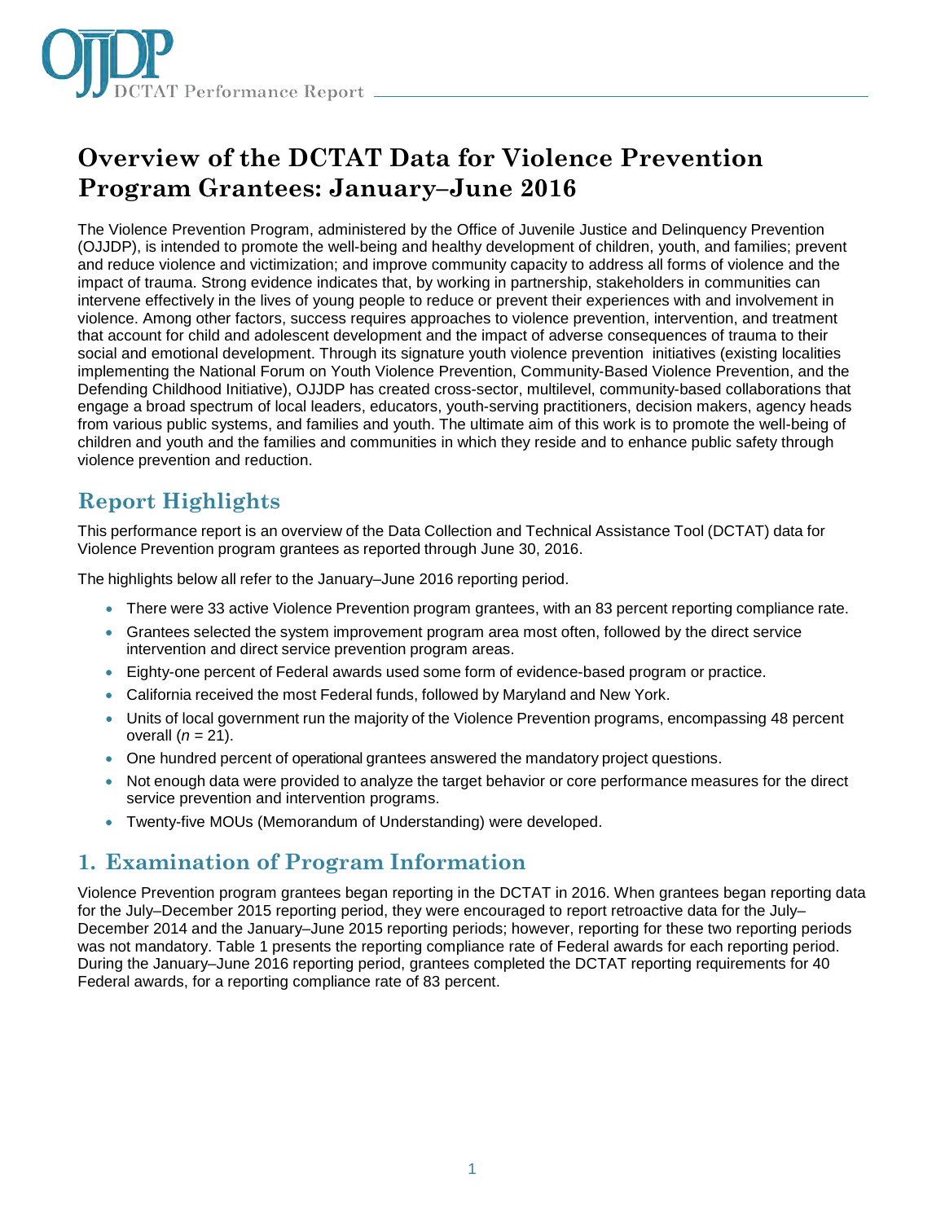# Overview of the DCTAT Data for Violence Prevention Program Grantees: January–June 2016

The Violence Prevention Program, administered by the Office of Juvenile Justice and Delinquency Prevention (OJJDP), is intended to promote the well-being and healthy development of children, youth, and families; prevent and reduce violence and victimization; and improve community capacity to address all forms of violence and the impact of trauma. Strong evidence indicates that, by working in partnership, stakeholders in communities can intervene effectively in the lives of young people to reduce or prevent their experiences with and involvement in violence. Among other factors, success requires approaches to violence prevention, intervention, and treatment that account for child and adolescent development and the impact of adverse consequences of trauma to their social and emotional development. Through its signature youth violence prevention initiatives (existing localities implementing the National Forum on Youth Violence Prevention, Community-Based Violence Prevention, and the Defending Childhood Initiative), OJJDP has created cross-sector, multilevel, community-based collaborations that engage a broad spectrum of local leaders, educators, youth-serving practitioners, decision makers, agency heads from various public systems, and families and youth. The ultimate aim of this work is to promote the well-being of children and youth and the families and communities in which they reside and to enhance public safety through violence prevention and reduction.

## Report Highlights

This performance report is an overview of the Data Collection and Technical Assistance Tool (DCTAT) data for Violence Prevention program grantees as reported through June 30, 2016.

The highlights below all refer to the January–June 2016 reporting period.

- There were 33 active Violence Prevention program grantees, with an 83 percent reporting compliance rate.
- Grantees selected the system improvement program area most often, followed by the direct service intervention and direct service prevention program areas.
- Eighty-one percent of Federal awards used some form of evidence-based program or practice.
- California received the most Federal funds, followed by Maryland and New York.
- Units of local government run the majority of the Violence Prevention programs, encompassing 48 percent overall (*n* = 21).
- One hundred percent of operational grantees answered the mandatory project questions.
- Not enough data were provided to analyze the target behavior or core performance measures for the direct service prevention and intervention programs.
- Twenty-five MOUs (Memorandum of Understanding) were developed.

## 1. Examination of Program Information

Violence Prevention program grantees began reporting in the DCTAT in 2016. When grantees began reporting data for the July–December 2015 reporting period, they were encouraged to report retroactive data for the July–December 2014 and the January–June 2015 reporting periods; however, reporting for these two reporting periods was not mandatory. Table 1 presents the reporting compliance rate of Federal awards for each reporting period. During the January–June 2016 reporting period, grantees completed the DCTAT reporting requirements for 40 Federal awards, for a reporting compliance rate of 83 percent.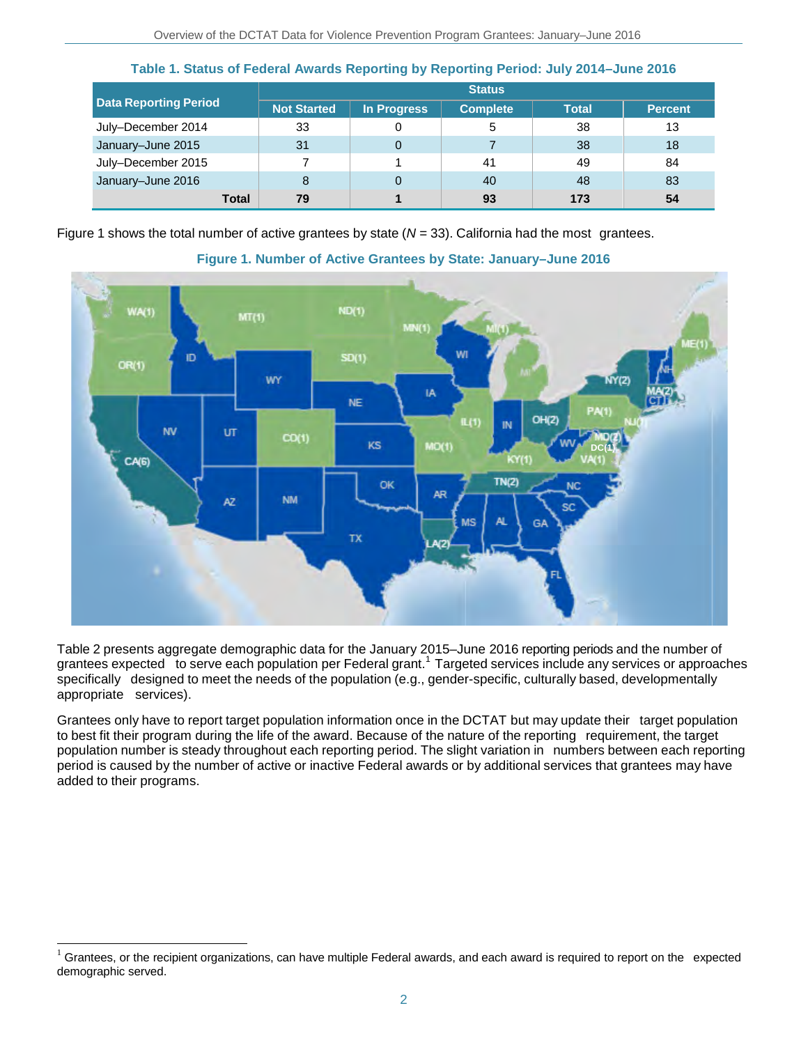**Table 1. Status of Federal Awards Reporting by Reporting Period: July 2014–June 2016**

| Data Reporting Period | Status | | | | |
|---|---|---|---|---|---|
| | Not Started | In Progress | Complete | Total | Percent |
| July–December 2014 | 33 | 0 | 5 | 38 | 13 |
| January–June 2015 | 31 | 0 | 7 | 38 | 18 |
| July–December 2015 | 7 | 1 | 41 | 49 | 84 |
| January–June 2016 | 8 | 0 | 40 | 48 | 83 |
| **Total** | **79** | **1** | **93** | **173** | **54** |

Figure 1 shows the total number of active grantees by state ($N$ = 33). California had the most grantees.

**Figure 1. Number of Active Grantees by State: January–June 2016**

Table 2 presents aggregate demographic data for the January 2015–June 2016 reporting periods and the number of grantees expected to serve each population per Federal grant.[1] Targeted services include any services or approaches specifically designed to meet the needs of the population (e.g., gender-specific, culturally based, developmentally appropriate services).

Grantees only have to report target population information once in the DCTAT but may update their target population to best fit their program during the life of the award. Because of the nature of the reporting requirement, the target population number is steady throughout each reporting period. The slight variation in numbers between each reporting period is caused by the number of active or inactive Federal awards or by additional services that grantees may have added to their programs.

[1] Grantees, or the recipient organizations, can have multiple Federal awards, and each award is required to report on the expected demographic served.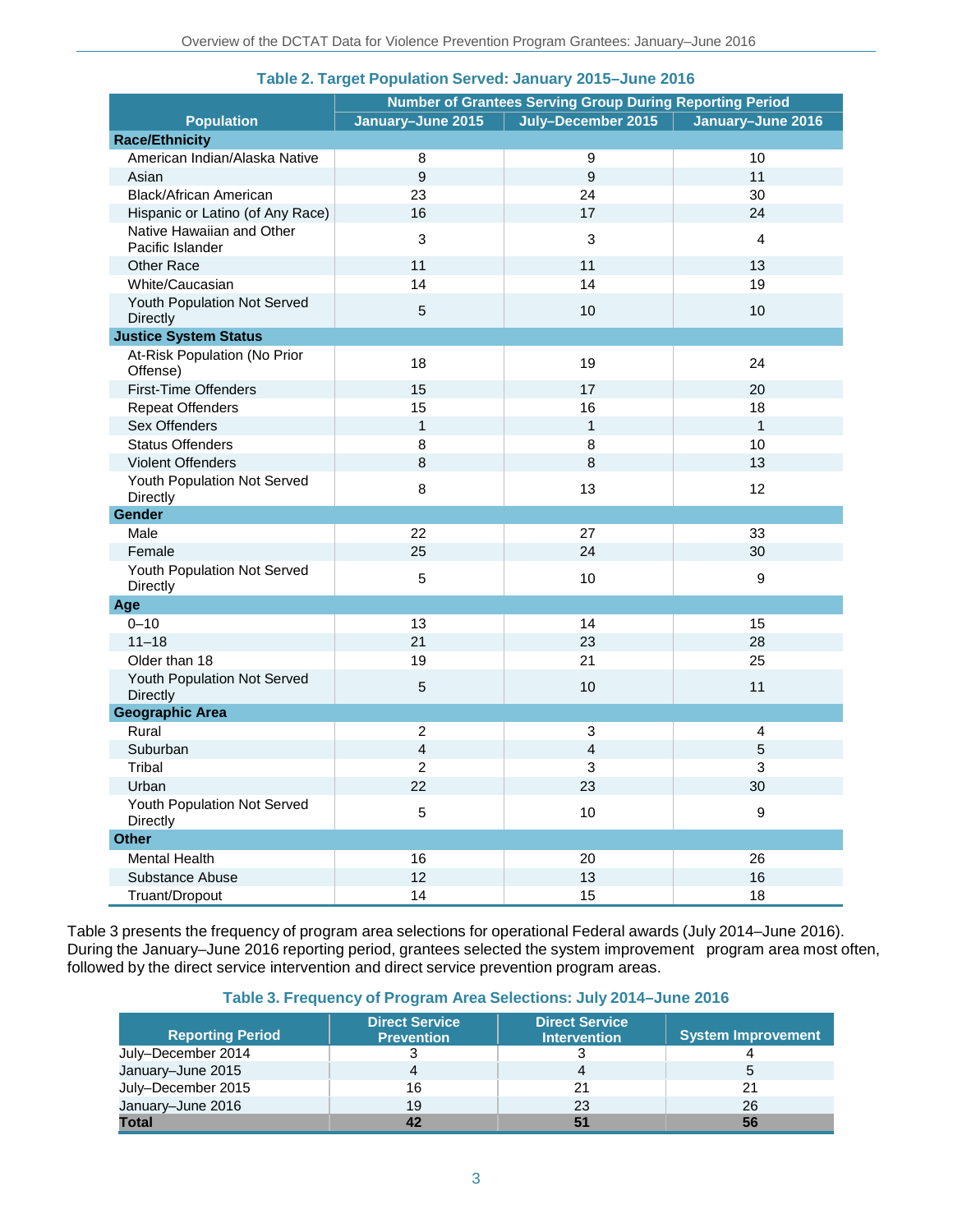**Table 2. Target Population Served: January 2015–June 2016**

| Population | Number of Grantees Serving Group During Reporting Period | | |
|---|---|---|---|
| | January–June 2015 | July–December 2015 | January–June 2016 |
| **Race/Ethnicity** | | | |
| American Indian/Alaska Native | 8 | 9 | 10 |
| Asian | 9 | 9 | 11 |
| Black/African American | 23 | 24 | 30 |
| Hispanic or Latino (of Any Race) | 16 | 17 | 24 |
| Native Hawaiian and Other Pacific Islander | 3 | 3 | 4 |
| Other Race | 11 | 11 | 13 |
| White/Caucasian | 14 | 14 | 19 |
| Youth Population Not Served Directly | 5 | 10 | 10 |
| **Justice System Status** | | | |
| At-Risk Population (No Prior Offense) | 18 | 19 | 24 |
| First-Time Offenders | 15 | 17 | 20 |
| Repeat Offenders | 15 | 16 | 18 |
| Sex Offenders | 1 | 1 | 1 |
| Status Offenders | 8 | 8 | 10 |
| Violent Offenders | 8 | 8 | 13 |
| Youth Population Not Served Directly | 8 | 13 | 12 |
| **Gender** | | | |
| Male | 22 | 27 | 33 |
| Female | 25 | 24 | 30 |
| Youth Population Not Served Directly | 5 | 10 | 9 |
| **Age** | | | |
| 0–10 | 13 | 14 | 15 |
| 11–18 | 21 | 23 | 28 |
| Older than 18 | 19 | 21 | 25 |
| Youth Population Not Served Directly | 5 | 10 | 11 |
| **Geographic Area** | | | |
| Rural | 2 | 3 | 4 |
| Suburban | 4 | 4 | 5 |
| Tribal | 2 | 3 | 3 |
| Urban | 22 | 23 | 30 |
| Youth Population Not Served Directly | 5 | 10 | 9 |
| **Other** | | | |
| Mental Health | 16 | 20 | 26 |
| Substance Abuse | 12 | 13 | 16 |
| Truant/Dropout | 14 | 15 | 18 |

Table 3 presents the frequency of program area selections for operational Federal awards (July 2014–June 2016). During the January–June 2016 reporting period, grantees selected the system improvement program area most often, followed by the direct service intervention and direct service prevention program areas.

**Table 3. Frequency of Program Area Selections: July 2014–June 2016**

| Reporting Period | Direct Service Prevention | Direct Service Intervention | System Improvement |
|---|---|---|---|
| July–December 2014 | 3 | 3 | 4 |
| January–June 2015 | 4 | 4 | 5 |
| July–December 2015 | 16 | 21 | 21 |
| January–June 2016 | 19 | 23 | 26 |
| **Total** | **42** | **51** | **56** |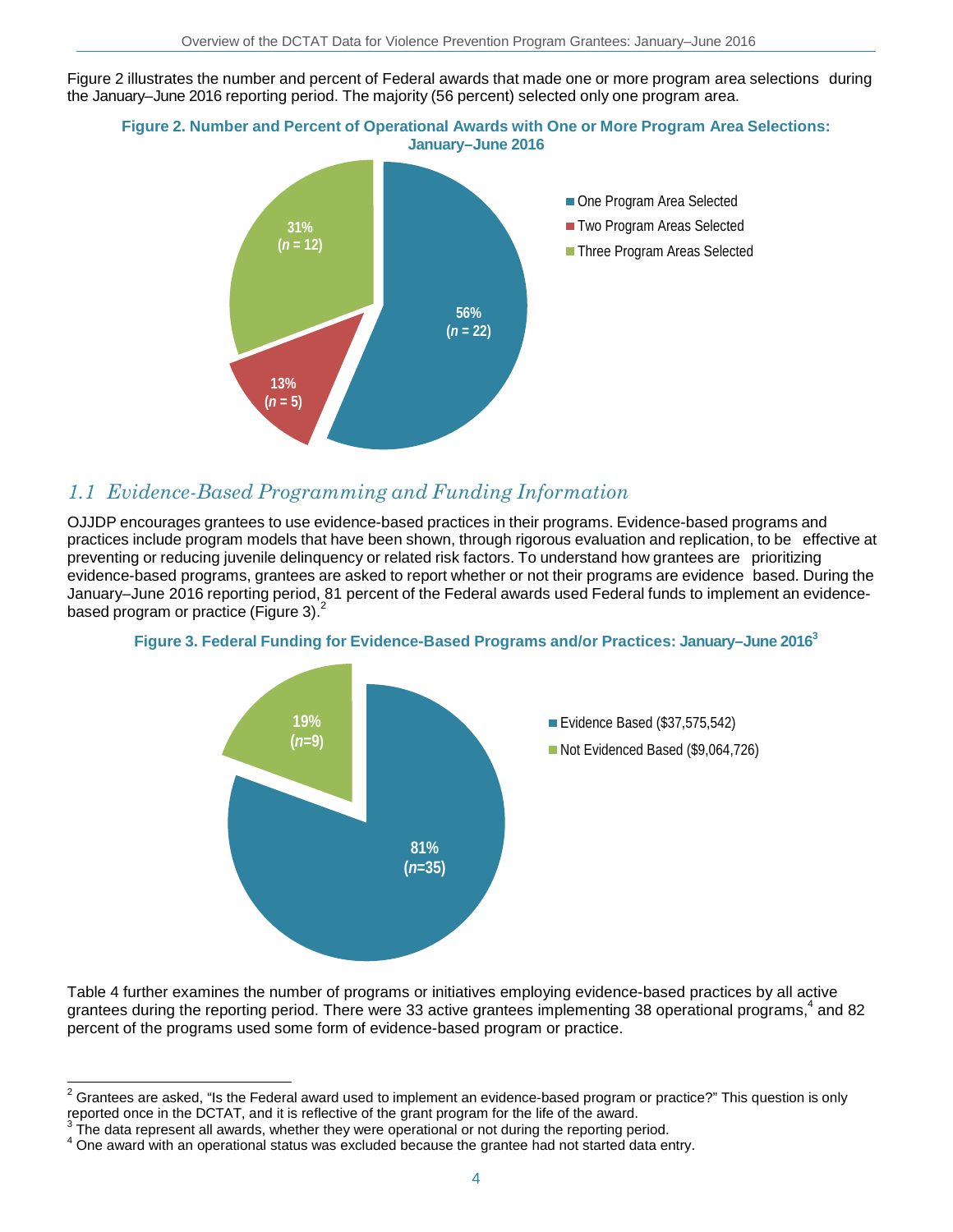Figure 2 illustrates the number and percent of Federal awards that made one or more program area selections during the January–June 2016 reporting period. The majority (56 percent) selected only one program area.

**Figure 2. Number and Percent of Operational Awards with One or More Program Area Selections: January–June 2016**

- One Program Area Selected: 56% (*n* = 22)
- Two Program Areas Selected: 13% (*n* = 5)
- Three Program Areas Selected: 31% (*n* = 12)

## *1.1 Evidence-Based Programming and Funding Information*

OJJDP encourages grantees to use evidence-based practices in their programs. Evidence-based programs and practices include program models that have been shown, through rigorous evaluation and replication, to be effective at preventing or reducing juvenile delinquency or related risk factors. To understand how grantees are prioritizing evidence-based programs, grantees are asked to report whether or not their programs are evidence based. During the January–June 2016 reporting period, 81 percent of the Federal awards used Federal funds to implement an evidence-based program or practice (Figure 3).[2]

**Figure 3. Federal Funding for Evidence-Based Programs and/or Practices: January–June 2016[3]**

- Evidence Based ($37,575,542): 81% (*n*=35)
- Not Evidenced Based ($9,064,726): 19% (*n*=9)

Table 4 further examines the number of programs or initiatives employing evidence-based practices by all active grantees during the reporting period. There were 33 active grantees implementing 38 operational programs,[4] and 82 percent of the programs used some form of evidence-based program or practice.

---

[2] Grantees are asked, "Is the Federal award used to implement an evidence-based program or practice?" This question is only reported once in the DCTAT, and it is reflective of the grant program for the life of the award.

[3] The data represent all awards, whether they were operational or not during the reporting period.

[4] One award with an operational status was excluded because the grantee had not started data entry.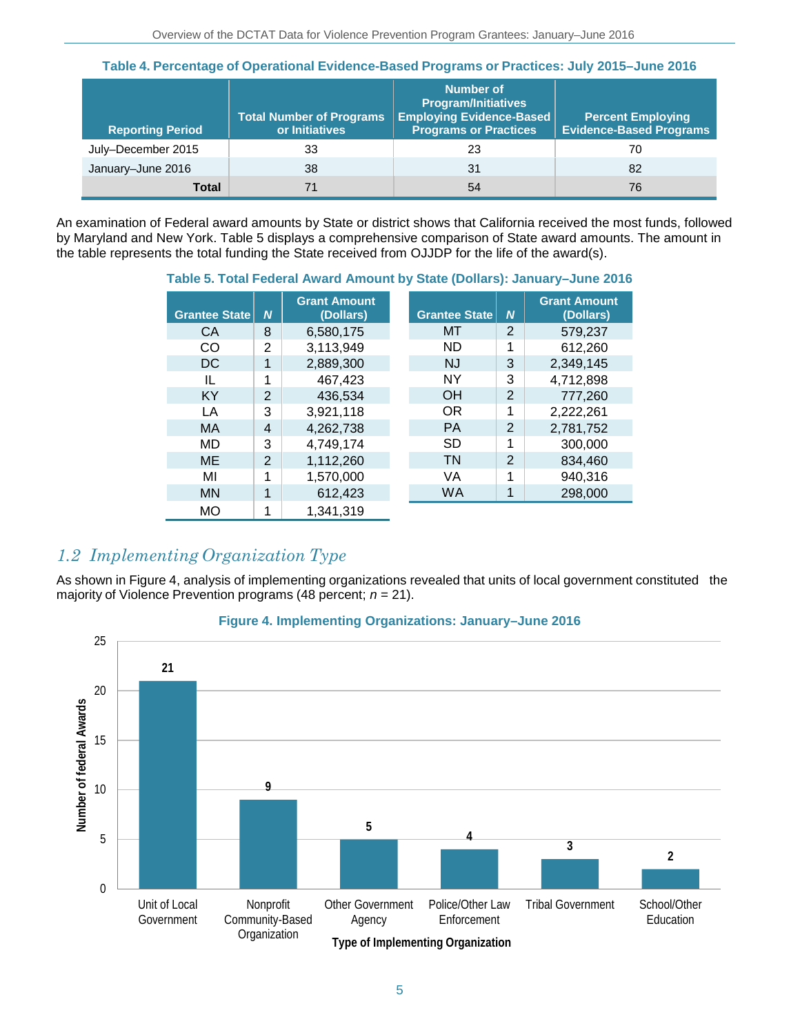**Table 4. Percentage of Operational Evidence-Based Programs or Practices: July 2015–June 2016**

| Reporting Period | Total Number of Programs or Initiatives | Number of Program/Initiatives Employing Evidence-Based Programs or Practices | Percent Employing Evidence-Based Programs |
|---|---|---|---|
| July–December 2015 | 33 | 23 | 70 |
| January–June 2016 | 38 | 31 | 82 |
| **Total** | 71 | 54 | 76 |

An examination of Federal award amounts by State or district shows that California received the most funds, followed by Maryland and New York. Table 5 displays a comprehensive comparison of State award amounts. The amount in the table represents the total funding the State received from OJJDP for the life of the award(s).

**Table 5. Total Federal Award Amount by State (Dollars): January–June 2016**

| Grantee State | *N* | Grant Amount (Dollars) |
|---|---|---|
| CA | 8 | 6,580,175 |
| CO | 2 | 3,113,949 |
| DC | 1 | 2,889,300 |
| IL | 1 | 467,423 |
| KY | 2 | 436,534 |
| LA | 3 | 3,921,118 |
| MA | 4 | 4,262,738 |
| MD | 3 | 4,749,174 |
| ME | 2 | 1,112,260 |
| MI | 1 | 1,570,000 |
| MN | 1 | 612,423 |
| MO | 1 | 1,341,319 |
| MT | 2 | 579,237 |
| ND | 1 | 612,260 |
| NJ | 3 | 2,349,145 |
| NY | 3 | 4,712,898 |
| OH | 2 | 777,260 |
| OR | 1 | 2,222,261 |
| PA | 2 | 2,781,752 |
| SD | 1 | 300,000 |
| TN | 2 | 834,460 |
| VA | 1 | 940,316 |
| WA | 1 | 298,000 |

## *1.2 Implementing Organization Type*

As shown in Figure 4, analysis of implementing organizations revealed that units of local government constituted the majority of Violence Prevention programs (48 percent; *n* = 21).

**Figure 4. Implementing Organizations: January–June 2016**

| Type of Implementing Organization | Number of federal Awards |
|---|---|
| Unit of Local Government | 21 |
| Nonprofit Community-Based Organization | 9 |
| Other Government Agency | 5 |
| Police/Other Law Enforcement | 4 |
| Tribal Government | 3 |
| School/Other Education | 2 |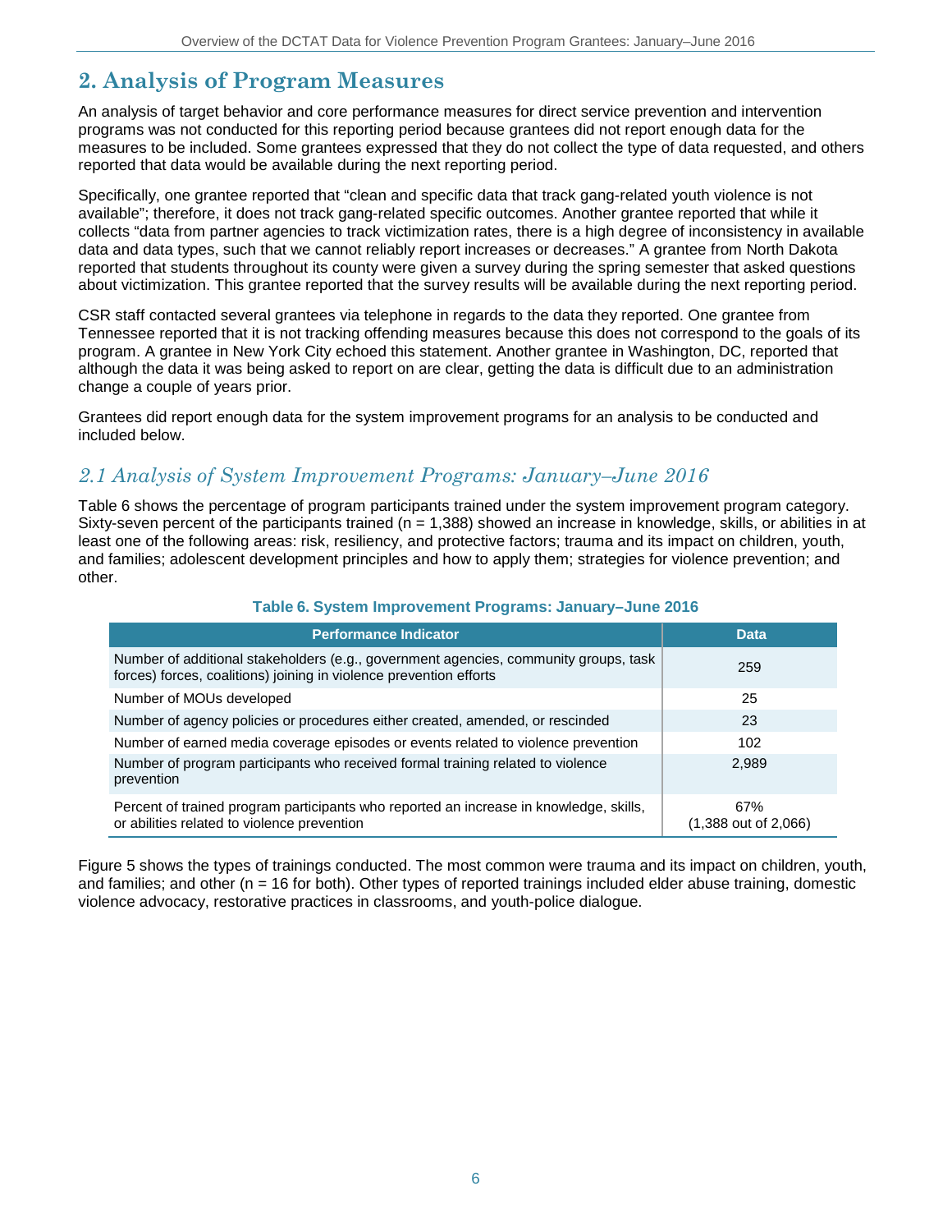## 2. Analysis of Program Measures

An analysis of target behavior and core performance measures for direct service prevention and intervention programs was not conducted for this reporting period because grantees did not report enough data for the measures to be included. Some grantees expressed that they do not collect the type of data requested, and others reported that data would be available during the next reporting period.

Specifically, one grantee reported that "clean and specific data that track gang-related youth violence is not available"; therefore, it does not track gang-related specific outcomes. Another grantee reported that while it collects "data from partner agencies to track victimization rates, there is a high degree of inconsistency in available data and data types, such that we cannot reliably report increases or decreases." A grantee from North Dakota reported that students throughout its county were given a survey during the spring semester that asked questions about victimization. This grantee reported that the survey results will be available during the next reporting period.

CSR staff contacted several grantees via telephone in regards to the data they reported. One grantee from Tennessee reported that it is not tracking offending measures because this does not correspond to the goals of its program. A grantee in New York City echoed this statement. Another grantee in Washington, DC, reported that although the data it was being asked to report on are clear, getting the data is difficult due to an administration change a couple of years prior.

Grantees did report enough data for the system improvement programs for an analysis to be conducted and included below.

### *2.1 Analysis of System Improvement Programs: January–June 2016*

Table 6 shows the percentage of program participants trained under the system improvement program category. Sixty-seven percent of the participants trained (n = 1,388) showed an increase in knowledge, skills, or abilities in at least one of the following areas: risk, resiliency, and protective factors; trauma and its impact on children, youth, and families; adolescent development principles and how to apply them; strategies for violence prevention; and other.

**Table 6. System Improvement Programs: January–June 2016**

| Performance Indicator | Data |
|---|---|
| Number of additional stakeholders (e.g., government agencies, community groups, task forces) forces, coalitions) joining in violence prevention efforts | 259 |
| Number of MOUs developed | 25 |
| Number of agency policies or procedures either created, amended, or rescinded | 23 |
| Number of earned media coverage episodes or events related to violence prevention | 102 |
| Number of program participants who received formal training related to violence prevention | 2,989 |
| Percent of trained program participants who reported an increase in knowledge, skills, or abilities related to violence prevention | 67% (1,388 out of 2,066) |

Figure 5 shows the types of trainings conducted. The most common were trauma and its impact on children, youth, and families; and other (n = 16 for both). Other types of reported trainings included elder abuse training, domestic violence advocacy, restorative practices in classrooms, and youth-police dialogue.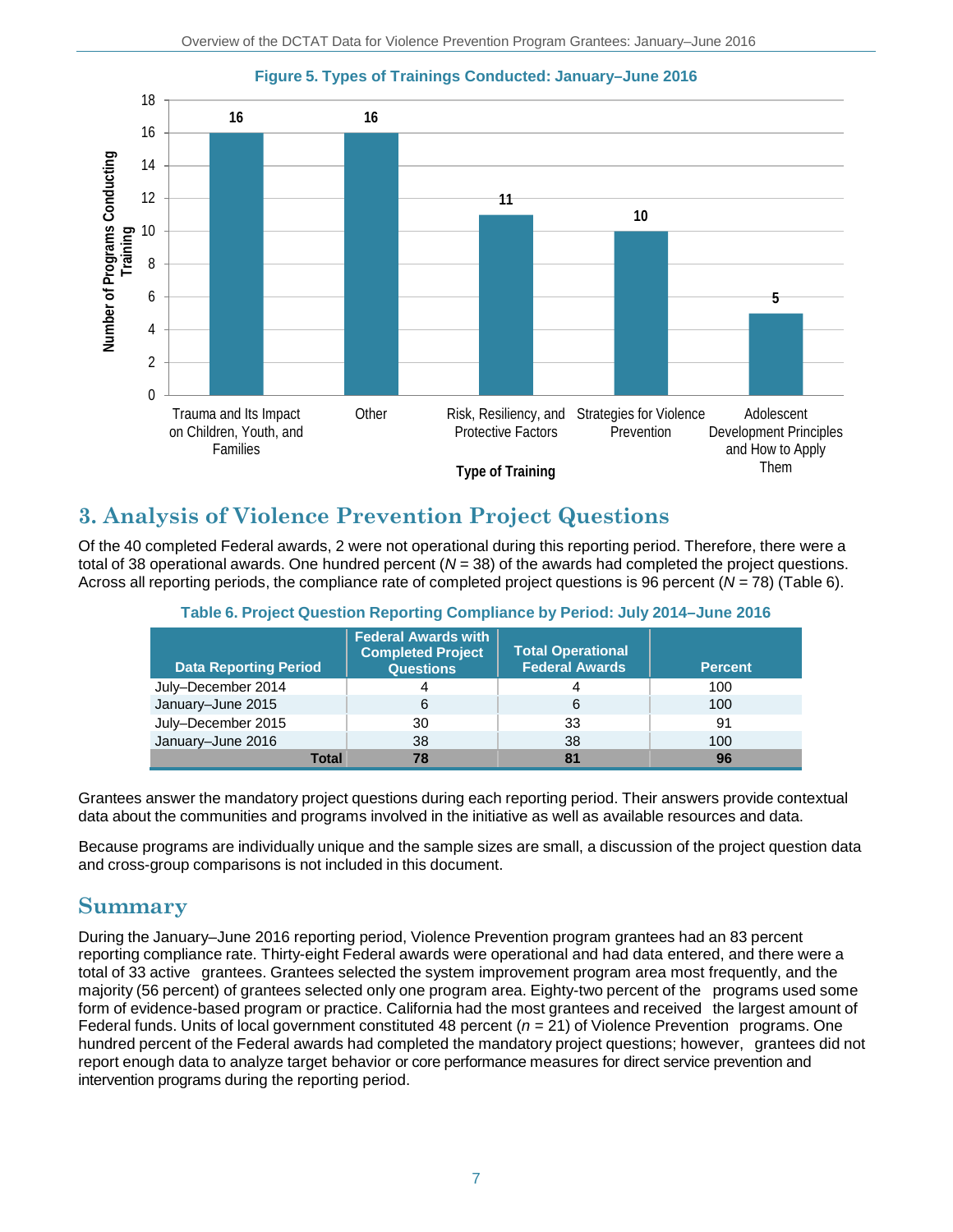**Figure 5. Types of Trainings Conducted: January–June 2016**

Number of Programs Conducting Training

18
16
14
12
10
8
6
4
2
0

16
16
11
10
5

Trauma and Its Impact on Children, Youth, and Families
Other
Risk, Resiliency, and Protective Factors
Strategies for Violence Prevention
Adolescent Development Principles and How to Apply Them

Type of Training

## 3. Analysis of Violence Prevention Project Questions

Of the 40 completed Federal awards, 2 were not operational during this reporting period. Therefore, there were a total of 38 operational awards. One hundred percent (*N* = 38) of the awards had completed the project questions. Across all reporting periods, the compliance rate of completed project questions is 96 percent (*N* = 78) (Table 6).

**Table 6. Project Question Reporting Compliance by Period: July 2014–June 2016**

| Data Reporting Period | Federal Awards with Completed Project Questions | Total Operational Federal Awards | Percent |
|---|---|---|---|
| July–December 2014 | 4 | 4 | 100 |
| January–June 2015 | 6 | 6 | 100 |
| July–December 2015 | 30 | 33 | 91 |
| January–June 2016 | 38 | 38 | 100 |
| **Total** | **78** | **81** | **96** |

Grantees answer the mandatory project questions during each reporting period. Their answers provide contextual data about the communities and programs involved in the initiative as well as available resources and data.

Because programs are individually unique and the sample sizes are small, a discussion of the project question data and cross-group comparisons is not included in this document.

## Summary

During the January–June 2016 reporting period, Violence Prevention program grantees had an 83 percent reporting compliance rate. Thirty-eight Federal awards were operational and had data entered, and there were a total of 33 active grantees. Grantees selected the system improvement program area most frequently, and the majority (56 percent) of grantees selected only one program area. Eighty-two percent of the programs used some form of evidence-based program or practice. California had the most grantees and received the largest amount of Federal funds. Units of local government constituted 48 percent (*n* = 21) of Violence Prevention programs. One hundred percent of the Federal awards had completed the mandatory project questions; however, grantees did not report enough data to analyze target behavior or core performance measures for direct service prevention and intervention programs during the reporting period.